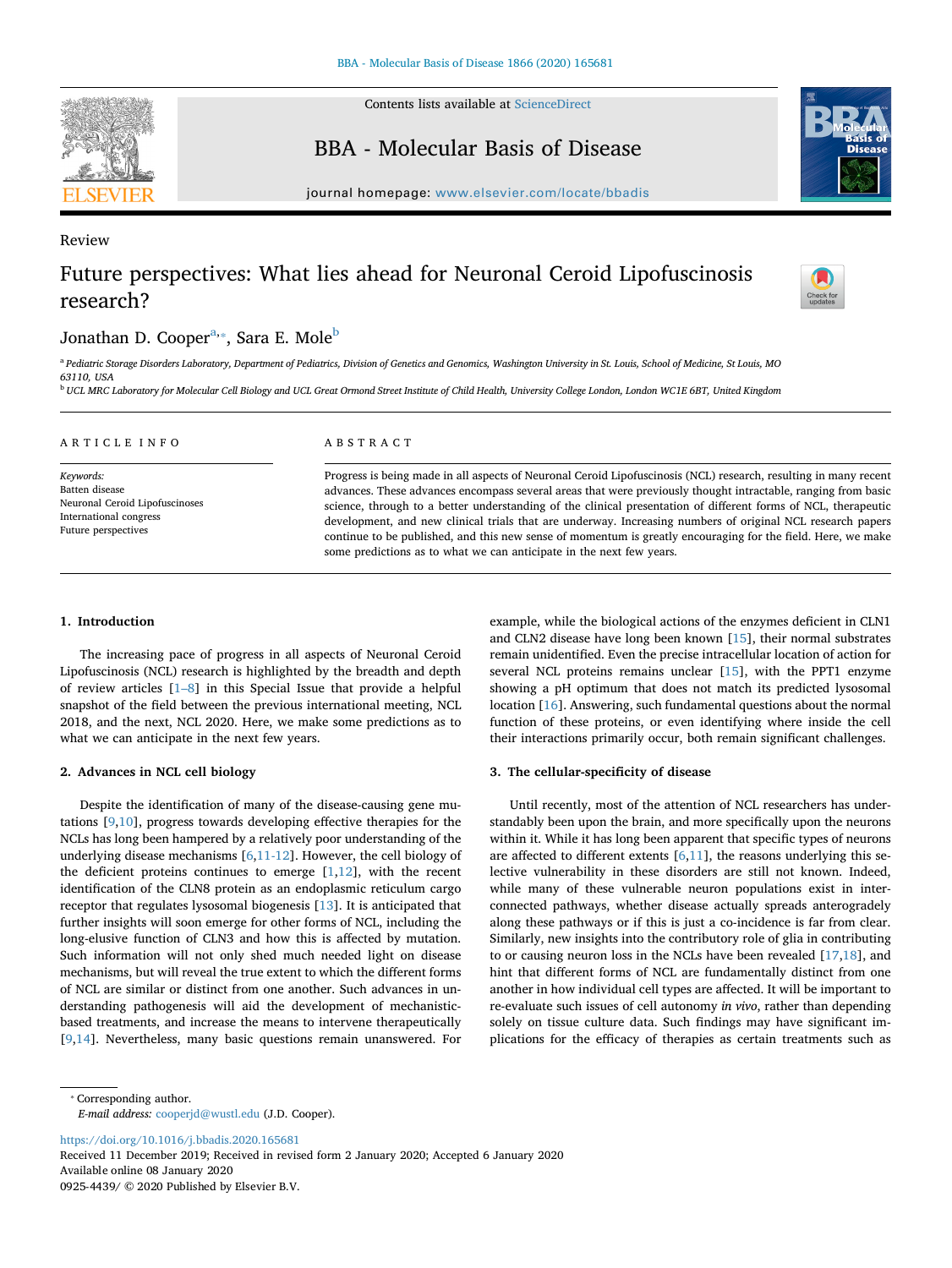Review

# Future perspectives: What lies ahead for Neuronal Ceroid Lipofuscinosis research?

Jonathan D. Cooper[a,*], Sara E. Mole[b]

[a] Pediatric Storage Disorders Laboratory, Department of Pediatrics, Division of Genetics and Genomics, Washington University in St. Louis, School of Medicine, St Louis, MO 63110, USA

[b] UCL MRC Laboratory for Molecular Cell Biology and UCL Great Ormond Street Institute of Child Health, University College London, London WC1E 6BT, United Kingdom

**ARTICLE INFO**

*Keywords:*
Batten disease
Neuronal Ceroid Lipofuscinoses
International congress
Future perspectives

**ABSTRACT**

Progress is being made in all aspects of Neuronal Ceroid Lipofuscinosis (NCL) research, resulting in many recent advances. These advances encompass several areas that were previously thought intractable, ranging from basic science, through to a better understanding of the clinical presentation of different forms of NCL, therapeutic development, and new clinical trials that are underway. Increasing numbers of original NCL research papers continue to be published, and this new sense of momentum is greatly encouraging for the field. Here, we make some predictions as to what we can anticipate in the next few years.

## 1. Introduction

The increasing pace of progress in all aspects of Neuronal Ceroid Lipofuscinosis (NCL) research is highlighted by the breadth and depth of review articles [1–8] in this Special Issue that provide a helpful snapshot of the field between the previous international meeting, NCL 2018, and the next, NCL 2020. Here, we make some predictions as to what we can anticipate in the next few years.

## 2. Advances in NCL cell biology

Despite the identification of many of the disease-causing gene mutations [9,10], progress towards developing effective therapies for the NCLs has long been hampered by a relatively poor understanding of the underlying disease mechanisms [6,11-12]. However, the cell biology of the deficient proteins continues to emerge [1,12], with the recent identification of the CLN8 protein as an endoplasmic reticulum cargo receptor that regulates lysosomal biogenesis [13]. It is anticipated that further insights will soon emerge for other forms of NCL, including the long-elusive function of CLN3 and how this is affected by mutation. Such information will not only shed much needed light on disease mechanisms, but will reveal the true extent to which the different forms of NCL are similar or distinct from one another. Such advances in understanding pathogenesis will aid the development of mechanistic-based treatments, and increase the means to intervene therapeutically [9,14]. Nevertheless, many basic questions remain unanswered. For example, while the biological actions of the enzymes deficient in CLN1 and CLN2 disease have long been known [15], their normal substrates remain unidentified. Even the precise intracellular location of action for several NCL proteins remains unclear [15], with the PPT1 enzyme showing a pH optimum that does not match its predicted lysosomal location [16]. Answering, such fundamental questions about the normal function of these proteins, or even identifying where inside the cell their interactions primarily occur, both remain significant challenges.

## 3. The cellular-specificity of disease

Until recently, most of the attention of NCL researchers has understandably been upon the brain, and more specifically upon the neurons within it. While it has long been apparent that specific types of neurons are affected to different extents [6,11], the reasons underlying this selective vulnerability in these disorders are still not known. Indeed, while many of these vulnerable neuron populations exist in interconnected pathways, whether disease actually spreads anterogradely along these pathways or if this is just a co-incidence is far from clear. Similarly, new insights into the contributory role of glia in contributing to or causing neuron loss in the NCLs have been revealed [17,18], and hint that different forms of NCL are fundamentally distinct from one another in how individual cell types are affected. It will be important to re-evaluate such issues of cell autonomy *in vivo*, rather than depending solely on tissue culture data. Such findings may have significant implications for the efficacy of therapies as certain treatments such as

* Corresponding author.
*E-mail address:* cooperjd@wustl.edu (J.D. Cooper).

https://doi.org/10.1016/j.bbadis.2020.165681
Received 11 December 2019; Received in revised form 2 January 2020; Accepted 6 January 2020
Available online 08 January 2020
0925-4439/ © 2020 Published by Elsevier B.V.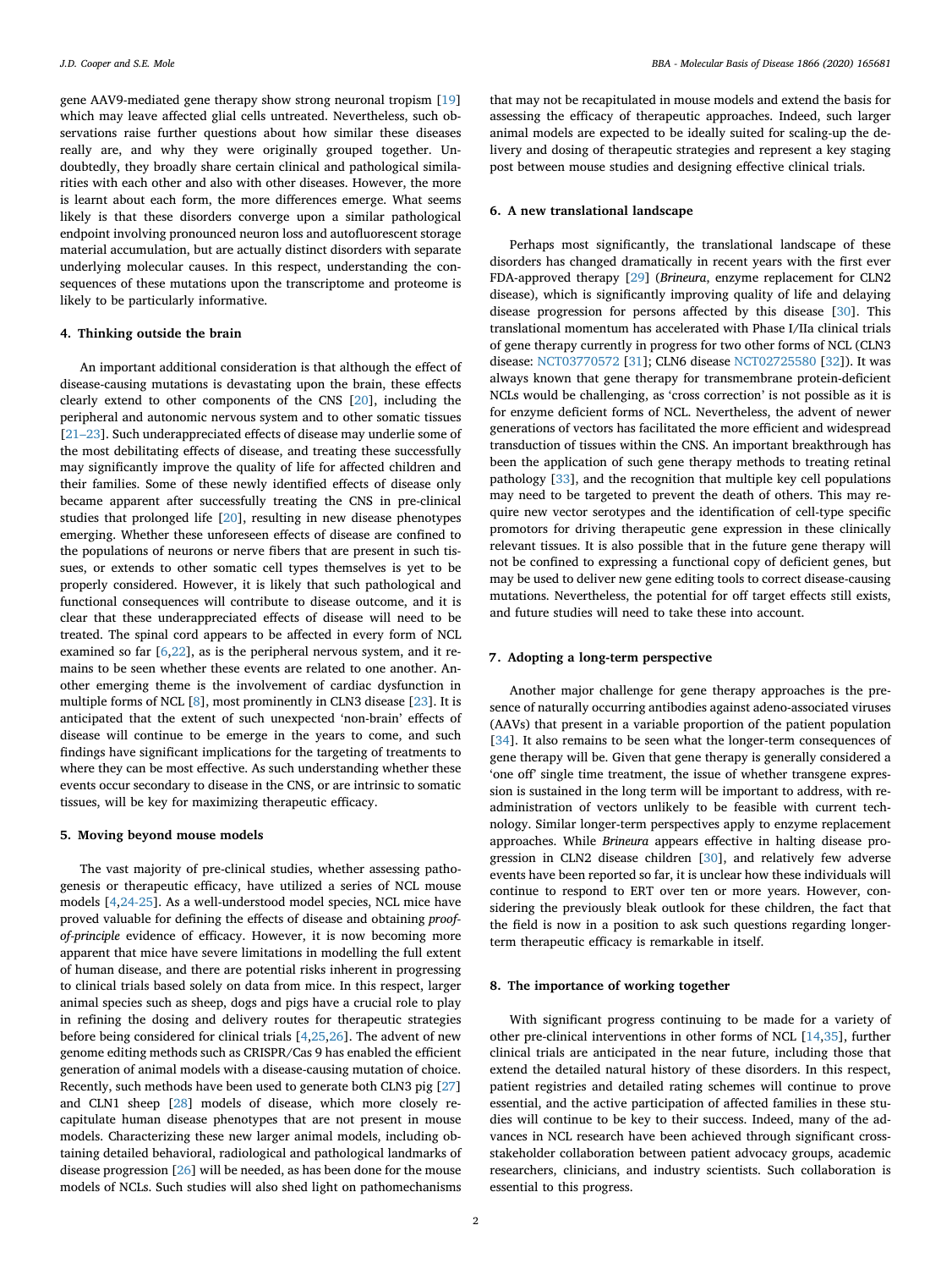gene AAV9-mediated gene therapy show strong neuronal tropism [19] which may leave affected glial cells untreated. Nevertheless, such observations raise further questions about how similar these diseases really are, and why they were originally grouped together. Undoubtedly, they broadly share certain clinical and pathological similarities with each other and also with other diseases. However, the more is learnt about each form, the more differences emerge. What seems likely is that these disorders converge upon a similar pathological endpoint involving pronounced neuron loss and autofluorescent storage material accumulation, but are actually distinct disorders with separate underlying molecular causes. In this respect, understanding the consequences of these mutations upon the transcriptome and proteome is likely to be particularly informative.

## 4. Thinking outside the brain

An important additional consideration is that although the effect of disease-causing mutations is devastating upon the brain, these effects clearly extend to other components of the CNS [20], including the peripheral and autonomic nervous system and to other somatic tissues [21–23]. Such underappreciated effects of disease may underlie some of the most debilitating effects of disease, and treating these successfully may significantly improve the quality of life for affected children and their families. Some of these newly identified effects of disease only became apparent after successfully treating the CNS in pre-clinical studies that prolonged life [20], resulting in new disease phenotypes emerging. Whether these unforeseen effects of disease are confined to the populations of neurons or nerve fibers that are present in such tissues, or extends to other somatic cell types themselves is yet to be properly considered. However, it is likely that such pathological and functional consequences will contribute to disease outcome, and it is clear that these underappreciated effects of disease will need to be treated. The spinal cord appears to be affected in every form of NCL examined so far [6,22], as is the peripheral nervous system, and it remains to be seen whether these events are related to one another. Another emerging theme is the involvement of cardiac dysfunction in multiple forms of NCL [8], most prominently in CLN3 disease [23]. It is anticipated that the extent of such unexpected 'non-brain' effects of disease will continue to be emerge in the years to come, and such findings have significant implications for the targeting of treatments to where they can be most effective. As such understanding whether these events occur secondary to disease in the CNS, or are intrinsic to somatic tissues, will be key for maximizing therapeutic efficacy.

## 5. Moving beyond mouse models

The vast majority of pre-clinical studies, whether assessing pathogenesis or therapeutic efficacy, have utilized a series of NCL mouse models [4,24-25]. As a well-understood model species, NCL mice have proved valuable for defining the effects of disease and obtaining *proof-of-principle* evidence of efficacy. However, it is now becoming more apparent that mice have severe limitations in modelling the full extent of human disease, and there are potential risks inherent in progressing to clinical trials based solely on data from mice. In this respect, larger animal species such as sheep, dogs and pigs have a crucial role to play in refining the dosing and delivery routes for therapeutic strategies before being considered for clinical trials [4,25,26]. The advent of new genome editing methods such as CRISPR/Cas 9 has enabled the efficient generation of animal models with a disease-causing mutation of choice. Recently, such methods have been used to generate both CLN3 pig [27] and CLN1 sheep [28] models of disease, which more closely recapitulate human disease phenotypes that are not present in mouse models. Characterizing these new larger animal models, including obtaining detailed behavioral, radiological and pathological landmarks of disease progression [26] will be needed, as has been done for the mouse models of NCLs. Such studies will also shed light on pathomechanisms that may not be recapitulated in mouse models and extend the basis for assessing the efficacy of therapeutic approaches. Indeed, such larger animal models are expected to be ideally suited for scaling-up the delivery and dosing of therapeutic strategies and represent a key staging post between mouse studies and designing effective clinical trials.

## 6. A new translational landscape

Perhaps most significantly, the translational landscape of these disorders has changed dramatically in recent years with the first ever FDA-approved therapy [29] (*Brineura*, enzyme replacement for CLN2 disease), which is significantly improving quality of life and delaying disease progression for persons affected by this disease [30]. This translational momentum has accelerated with Phase I/IIa clinical trials of gene therapy currently in progress for two other forms of NCL (CLN3 disease: NCT03770572 [31]; CLN6 disease NCT02725580 [32]). It was always known that gene therapy for transmembrane protein-deficient NCLs would be challenging, as 'cross correction' is not possible as it is for enzyme deficient forms of NCL. Nevertheless, the advent of newer generations of vectors has facilitated the more efficient and widespread transduction of tissues within the CNS. An important breakthrough has been the application of such gene therapy methods to treating retinal pathology [33], and the recognition that multiple key cell populations may need to be targeted to prevent the death of others. This may require new vector serotypes and the identification of cell-type specific promotors for driving therapeutic gene expression in these clinically relevant tissues. It is also possible that in the future gene therapy will not be confined to expressing a functional copy of deficient genes, but may be used to deliver new gene editing tools to correct disease-causing mutations. Nevertheless, the potential for off target effects still exists, and future studies will need to take these into account.

## 7. Adopting a long-term perspective

Another major challenge for gene therapy approaches is the presence of naturally occurring antibodies against adeno-associated viruses (AAVs) that present in a variable proportion of the patient population [34]. It also remains to be seen what the longer-term consequences of gene therapy will be. Given that gene therapy is generally considered a 'one off' single time treatment, the issue of whether transgene expression is sustained in the long term will be important to address, with re-administration of vectors unlikely to be feasible with current technology. Similar longer-term perspectives apply to enzyme replacement approaches. While *Brineura* appears effective in halting disease progression in CLN2 disease children [30], and relatively few adverse events have been reported so far, it is unclear how these individuals will continue to respond to ERT over ten or more years. However, considering the previously bleak outlook for these children, the fact that the field is now in a position to ask such questions regarding longer-term therapeutic efficacy is remarkable in itself.

## 8. The importance of working together

With significant progress continuing to be made for a variety of other pre-clinical interventions in other forms of NCL [14,35], further clinical trials are anticipated in the near future, including those that extend the detailed natural history of these disorders. In this respect, patient registries and detailed rating schemes will continue to prove essential, and the active participation of affected families in these studies will continue to be key to their success. Indeed, many of the advances in NCL research have been achieved through significant cross-stakeholder collaboration between patient advocacy groups, academic researchers, clinicians, and industry scientists. Such collaboration is essential to this progress.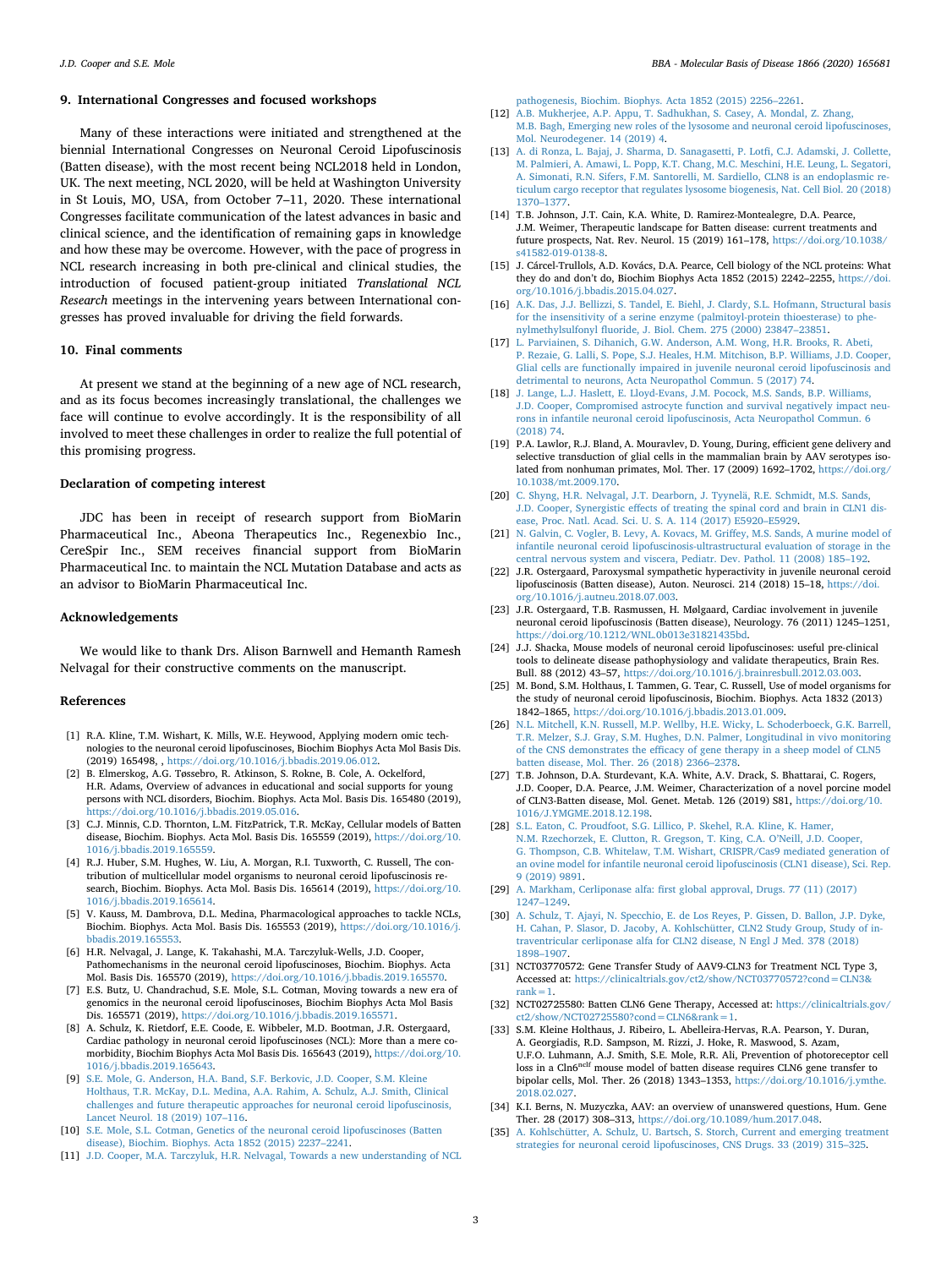## 9. International Congresses and focused workshops

Many of these interactions were initiated and strengthened at the biennial International Congresses on Neuronal Ceroid Lipofuscinosis (Batten disease), with the most recent being NCL2018 held in London, UK. The next meeting, NCL 2020, will be held at Washington University in St Louis, MO, USA, from October 7–11, 2020. These international Congresses facilitate communication of the latest advances in basic and clinical science, and the identification of remaining gaps in knowledge and how these may be overcome. However, with the pace of progress in NCL research increasing in both pre-clinical and clinical studies, the introduction of focused patient-group initiated *Translational NCL Research* meetings in the intervening years between International congresses has proved invaluable for driving the field forwards.

## 10. Final comments

At present we stand at the beginning of a new age of NCL research, and as its focus becomes increasingly translational, the challenges we face will continue to evolve accordingly. It is the responsibility of all involved to meet these challenges in order to realize the full potential of this promising progress.

## Declaration of competing interest

JDC has been in receipt of research support from BioMarin Pharmaceutical Inc., Abeona Therapeutics Inc., Regenexbio Inc., CereSpir Inc., SEM receives financial support from BioMarin Pharmaceutical Inc. to maintain the NCL Mutation Database and acts as an advisor to BioMarin Pharmaceutical Inc.

## Acknowledgements

We would like to thank Drs. Alison Barnwell and Hemanth Ramesh Nelvagal for their constructive comments on the manuscript.

## References

[1] R.A. Kline, T.M. Wishart, K. Mills, W.E. Heywood, Applying modern omic technologies to the neuronal ceroid lipofuscinoses, Biochim Biophys Acta Mol Basis Dis. (2019) 165498, , https://doi.org/10.1016/j.bbadis.2019.06.012.

[2] B. Elmerskog, A.G. Tøssebro, R. Atkinson, S. Rokne, B. Cole, A. Ockelford, H.R. Adams, Overview of advances in educational and social supports for young persons with NCL disorders, Biochim. Biophys. Acta Mol. Basis Dis. 165480 (2019), https://doi.org/10.1016/j.bbadis.2019.05.016.

[3] C.J. Minnis, C.D. Thornton, L.M. FitzPatrick, T.R. McKay, Cellular models of Batten disease, Biochim. Biophys. Acta Mol. Basis Dis. 165559 (2019), https://doi.org/10.1016/j.bbadis.2019.165559.

[4] R.J. Huber, S.M. Hughes, W. Liu, A. Morgan, R.I. Tuxworth, C. Russell, The contribution of multicellular model organisms to neuronal ceroid lipofuscinosis research, Biochim. Biophys. Acta Mol. Basis Dis. 165614 (2019), https://doi.org/10.1016/j.bbadis.2019.165614.

[5] V. Kauss, M. Dambrova, D.L. Medina, Pharmacological approaches to tackle NCLs, Biochim. Biophys. Acta Mol. Basis Dis. 165553 (2019), https://doi.org/10.1016/j.bbadis.2019.165553.

[6] H.R. Nelvagal, J. Lange, K. Takahashi, M.A. Tarczyluk-Wells, J.D. Cooper, Pathomechanisms in the neuronal ceroid lipofuscinoses, Biochim. Biophys. Acta Mol. Basis Dis. 165570 (2019), https://doi.org/10.1016/j.bbadis.2019.165570.

[7] E.S. Butz, U. Chandrachud, S.E. Mole, S.L. Cotman, Moving towards a new era of genomics in the neuronal ceroid lipofuscinoses, Biochim Biophys Acta Mol Basis Dis. 165571 (2019), https://doi.org/10.1016/j.bbadis.2019.165571.

[8] A. Schulz, K. Rietdorf, E.E. Coode, E. Wibbeler, M.D. Bootman, J.R. Ostergaard, Cardiac pathology in neuronal ceroid lipofuscinoses (NCL): More than a mere comorbidity, Biochim Biophys Acta Mol Basis Dis. 165643 (2019), https://doi.org/10.1016/j.bbadis.2019.165643.

[9] S.E. Mole, G. Anderson, H.A. Band, S.F. Berkovic, J.D. Cooper, S.M. Kleine Holthaus, T.R. McKay, D.L. Medina, A.A. Rahim, A. Schulz, A.J. Smith, Clinical challenges and future therapeutic approaches for neuronal ceroid lipofuscinosis, Lancet Neurol. 18 (2019) 107–116.

[10] S.E. Mole, S.L. Cotman, Genetics of the neuronal ceroid lipofuscinoses (Batten disease), Biochim. Biophys. Acta 1852 (2015) 2237–2241.

[11] J.D. Cooper, M.A. Tarczyluk, H.R. Nelvagal, Towards a new understanding of NCL pathogenesis, Biochim. Biophys. Acta 1852 (2015) 2256–2261.

[12] A.B. Mukherjee, A.P. Appu, T. Sadhukhan, S. Casey, A. Mondal, Z. Zhang, M.B. Bagh, Emerging new roles of the lysosome and neuronal ceroid lipofuscinoses, Mol. Neurodegener. 14 (2019) 4.

[13] A. di Ronza, L. Bajaj, J. Sharma, D. Sanagasetti, P. Lotfi, C.J. Adamski, J. Collette, M. Palmieri, A. Amawi, L. Popp, K.T. Chang, M.C. Meschini, H.E. Leung, L. Segatori, A. Simonati, R.N. Sifers, F.M. Santorelli, M. Sardiello, CLN8 is an endoplasmic reticulum cargo receptor that regulates lysosome biogenesis, Nat. Cell Biol. 20 (2018) 1370–1377.

[14] T.B. Johnson, J.T. Cain, K.A. White, D. Ramirez-Montealegre, D.A. Pearce, J.M. Weimer, Therapeutic landscape for Batten disease: current treatments and future prospects, Nat. Rev. Neurol. 15 (2019) 161–178, https://doi.org/10.1038/s41582-019-0138-8.

[15] J. Cárcel-Trullols, A.D. Kovács, D.A. Pearce, Cell biology of the NCL proteins: What they do and don't do, Biochim Biophys Acta 1852 (2015) 2242–2255, https://doi.org/10.1016/j.bbadis.2015.04.027.

[16] A.K. Das, J.J. Bellizzi, S. Tandel, E. Biehl, J. Clardy, S.L. Hofmann, Structural basis for the insensitivity of a serine enzyme (palmitoyl-protein thioesterase) to phenylmethylsulfonyl fluoride, J. Biol. Chem. 275 (2000) 23847–23851.

[17] L. Parviainen, S. Dihanich, G.W. Anderson, A.M. Wong, H.R. Brooks, R. Abeti, P. Rezaie, G. Lalli, S. Pope, S.J. Heales, H.M. Mitchison, B.P. Williams, J.D. Cooper, Glial cells are functionally impaired in juvenile neuronal ceroid lipofuscinosis and detrimental to neurons, Acta Neuropathol Commun. 5 (2017) 74.

[18] J. Lange, L.J. Haslett, E. Lloyd-Evans, J.M. Pocock, M.S. Sands, B.P. Williams, J.D. Cooper, Compromised astrocyte function and survival negatively impact neurons in infantile neuronal ceroid lipofuscinosis, Acta Neuropathol Commun. 6 (2018) 74.

[19] P.A. Lawlor, R.J. Bland, A. Mouravlev, D. Young, During, efficient gene delivery and selective transduction of glial cells in the mammalian brain by AAV serotypes isolated from nonhuman primates, Mol. Ther. 17 (2009) 1692–1702, https://doi.org/10.1038/mt.2009.170.

[20] C. Shyng, H.R. Nelvagal, J.T. Dearborn, J. Tyynelä, R.E. Schmidt, M.S. Sands, J.D. Cooper, Synergistic effects of treating the spinal cord and brain in CLN1 disease, Proc. Natl. Acad. Sci. U. S. A. 114 (2017) E5920–E5929.

[21] N. Galvin, C. Vogler, B. Levy, A. Kovacs, M. Griffey, M.S. Sands, A murine model of infantile neuronal ceroid lipofuscinosis-ultrastructural evaluation of storage in the central nervous system and viscera, Pediatr. Dev. Pathol. 11 (2008) 185–192.

[22] J.R. Ostergaard, Paroxysmal sympathetic hyperactivity in juvenile neuronal ceroid lipofuscinosis (Batten disease), Auton. Neurosci. 214 (2018) 15–18, https://doi.org/10.1016/j.autneu.2018.07.003.

[23] J.R. Ostergaard, T.B. Rasmussen, H. Mølgaard, Cardiac involvement in juvenile neuronal ceroid lipofuscinosis (Batten disease), Neurology. 76 (2011) 1245–1251, https://doi.org/10.1212/WNL.0b013e31821435bd.

[24] J.J. Shacka, Mouse models of neuronal ceroid lipofuscinoses: useful pre-clinical tools to delineate disease pathophysiology and validate therapeutics, Brain Res. Bull. 88 (2012) 43–57, https://doi.org/10.1016/j.brainresbull.2012.03.003.

[25] M. Bond, S.M. Holthaus, I. Tammen, G. Tear, C. Russell, Use of model organisms for the study of neuronal ceroid lipofuscinosis, Biochim. Biophys. Acta 1832 (2013) 1842–1865, https://doi.org/10.1016/j.bbadis.2013.01.009.

[26] N.L. Mitchell, K.N. Russell, M.P. Wellby, H.E. Wicky, L. Schoderboeck, G.K. Barrell, T.R. Melzer, S.J. Gray, S.M. Hughes, D.N. Palmer, Longitudinal in vivo monitoring of the CNS demonstrates the efficacy of gene therapy in a sheep model of CLN5 batten disease, Mol. Ther. 26 (2018) 2366–2378.

[27] T.B. Johnson, D.A. Sturdevant, K.A. White, A.V. Drack, S. Bhattarai, C. Rogers, J.D. Cooper, D.A. Pearce, J.M. Weimer, Characterization of a novel porcine model of CLN3-Batten disease, Mol. Genet. Metab. 126 (2019) S81, https://doi.org/10.1016/J.YMGME.2018.12.198.

[28] S.L. Eaton, C. Proudfoot, S.G. Lillico, P. Skehel, R.A. Kline, K. Hamer, N.M. Rzechorzek, E. Clutton, R. Gregson, T. King, C.A. O'Neill, J.D. Cooper, G. Thompson, C.B. Whitelaw, T.M. Wishart, CRISPR/Cas9 mediated generation of an ovine model for infantile neuronal ceroid lipofuscinosis (CLN1 disease), Sci. Rep. 9 (2019) 9891.

[29] A. Markham, Cerliponase alfa: first global approval, Drugs. 77 (11) (2017) 1247–1249.

[30] A. Schulz, T. Ajayi, N. Specchio, E. de Los Reyes, P. Gissen, D. Ballon, J.P. Dyke, H. Cahan, P. Slasor, D. Jacoby, A. Kohlschütter, CLN2 Study Group, Study of intraventricular cerliponase alfa for CLN2 disease, N Engl J Med. 378 (2018) 1898–1907.

[31] NCT03770572: Gene Transfer Study of AAV9-CLN3 for Treatment NCL Type 3, Accessed at: https://clinicaltrials.gov/ct2/show/NCT03770572?cond=CLN3&rank=1.

[32] NCT02725580: Batten CLN6 Gene Therapy, Accessed at: https://clinicaltrials.gov/ct2/show/NCT02725580?cond=CLN6&rank=1.

[33] S.M. Kleine Holthaus, J. Ribeiro, L. Abelleira-Hervas, R.A. Pearson, Y. Duran, A. Georgiadis, R.D. Sampson, M. Rizzi, J. Hoke, R. Maswood, S. Azam, U.F.O. Luhmann, A.J. Smith, S.E. Mole, R.R. Ali, Prevention of photoreceptor cell loss in a Cln6$^{nclf}$ mouse model of batten disease requires CLN6 gene transfer to bipolar cells, Mol. Ther. 26 (2018) 1343–1353, https://doi.org/10.1016/j.ymthe.2018.02.027.

[34] K.I. Berns, N. Muzyczka, AAV: an overview of unanswered questions, Hum. Gene Ther. 28 (2017) 308–313, https://doi.org/10.1089/hum.2017.048.

[35] A. Kohlschütter, A. Schulz, U. Bartsch, S. Storch, Current and emerging treatment strategies for neuronal ceroid lipofuscinoses, CNS Drugs. 33 (2019) 315–325.